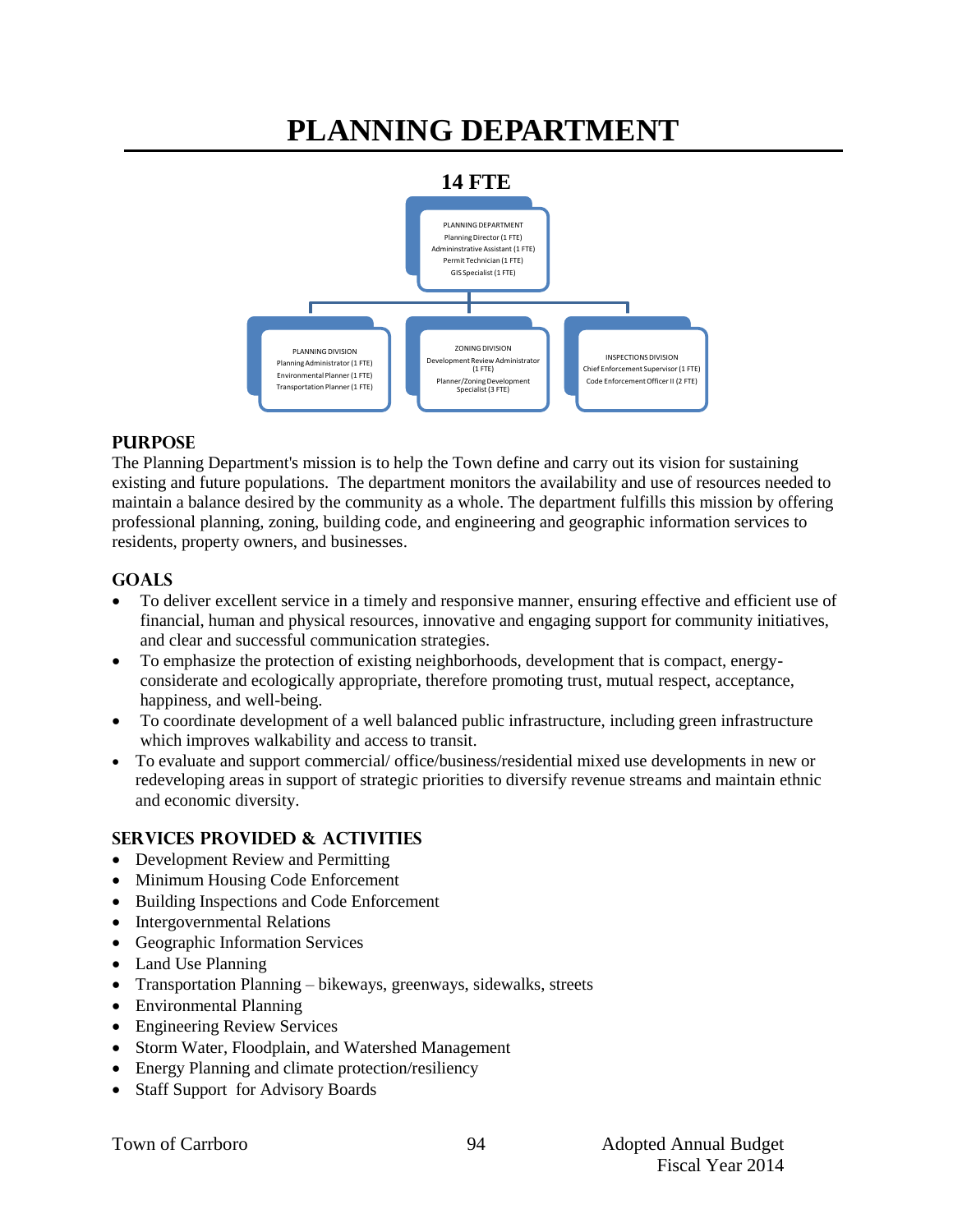# PLANNING DEPARTMENT

**14 FTE**

PLANNING DEPARTMENT
Planning Director (1 FTE)
Admininstrative Assistant (1 FTE)
Permit Technician (1 FTE)
GIS Specialist (1 FTE)

PLANNING DIVISION
Planning Administrator (1 FTE)
Environmental Planner (1 FTE)
Transportation Planner (1 FTE)

ZONING DIVISION
Development Review Administrator (1 FTE)
Planner/Zoning Development Specialist (3 FTE)

INSPECTIONS DIVISION
Chief Enforcement Supervisor (1 FTE)
Code Enforcement Officer II (2 FTE)

## PURPOSE

The Planning Department's mission is to help the Town define and carry out its vision for sustaining existing and future populations. The department monitors the availability and use of resources needed to maintain a balance desired by the community as a whole. The department fulfills this mission by offering professional planning, zoning, building code, and engineering and geographic information services to residents, property owners, and businesses.

## GOALS

- To deliver excellent service in a timely and responsive manner, ensuring effective and efficient use of financial, human and physical resources, innovative and engaging support for community initiatives, and clear and successful communication strategies.
- To emphasize the protection of existing neighborhoods, development that is compact, energy-considerate and ecologically appropriate, therefore promoting trust, mutual respect, acceptance, happiness, and well-being.
- To coordinate development of a well balanced public infrastructure, including green infrastructure which improves walkability and access to transit.
- To evaluate and support commercial/ office/business/residential mixed use developments in new or redeveloping areas in support of strategic priorities to diversify revenue streams and maintain ethnic and economic diversity.

## SERVICES PROVIDED & ACTIVITIES

- Development Review and Permitting
- Minimum Housing Code Enforcement
- Building Inspections and Code Enforcement
- Intergovernmental Relations
- Geographic Information Services
- Land Use Planning
- Transportation Planning – bikeways, greenways, sidewalks, streets
- Environmental Planning
- Engineering Review Services
- Storm Water, Floodplain, and Watershed Management
- Energy Planning and climate protection/resiliency
- Staff Support for Advisory Boards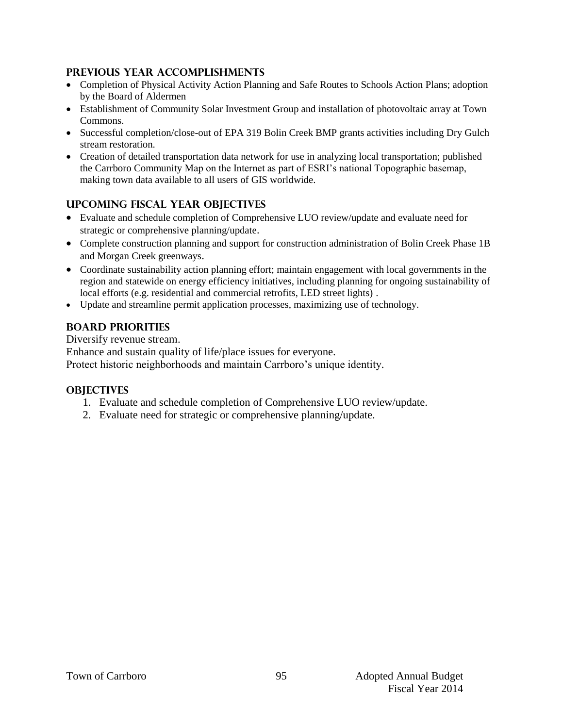## Previous Year Accomplishments

- Completion of Physical Activity Action Planning and Safe Routes to Schools Action Plans; adoption by the Board of Aldermen
- Establishment of Community Solar Investment Group and installation of photovoltaic array at Town Commons.
- Successful completion/close-out of EPA 319 Bolin Creek BMP grants activities including Dry Gulch stream restoration.
- Creation of detailed transportation data network for use in analyzing local transportation; published the Carrboro Community Map on the Internet as part of ESRI's national Topographic basemap, making town data available to all users of GIS worldwide.

## Upcoming Fiscal Year Objectives

- Evaluate and schedule completion of Comprehensive LUO review/update and evaluate need for strategic or comprehensive planning/update.
- Complete construction planning and support for construction administration of Bolin Creek Phase 1B and Morgan Creek greenways.
- Coordinate sustainability action planning effort; maintain engagement with local governments in the region and statewide on energy efficiency initiatives, including planning for ongoing sustainability of local efforts (e.g. residential and commercial retrofits, LED street lights) .
- Update and streamline permit application processes, maximizing use of technology.

## Board Priorities

Diversify revenue stream.

Enhance and sustain quality of life/place issues for everyone.

Protect historic neighborhoods and maintain Carrboro's unique identity.

## Objectives

1. Evaluate and schedule completion of Comprehensive LUO review/update.
2. Evaluate need for strategic or comprehensive planning/update.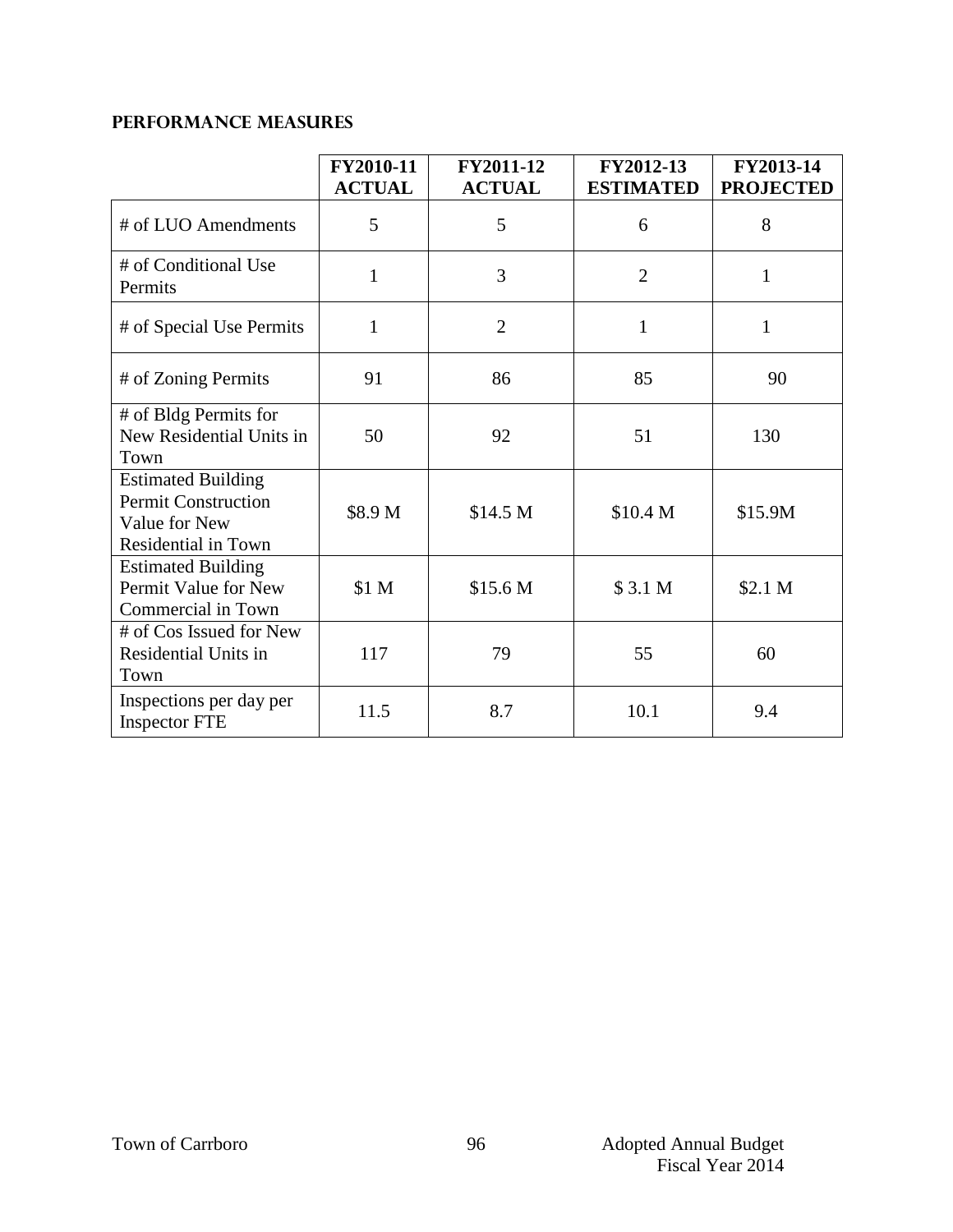## PERFORMANCE MEASURES

| | FY2010-11 ACTUAL | FY2011-12 ACTUAL | FY2012-13 ESTIMATED | FY2013-14 PROJECTED |
|---|---|---|---|---|
| # of LUO Amendments | 5 | 5 | 6 | 8 |
| # of Conditional Use Permits | 1 | 3 | 2 | 1 |
| # of Special Use Permits | 1 | 2 | 1 | 1 |
| # of Zoning Permits | 91 | 86 | 85 | 90 |
| # of Bldg Permits for New Residential Units in Town | 50 | 92 | 51 | 130 |
| Estimated Building Permit Construction Value for New Residential in Town | $8.9 M | $14.5 M | $10.4 M | $15.9M |
| Estimated Building Permit Value for New Commercial in Town | $1 M | $15.6 M | $ 3.1 M | $2.1 M |
| # of Cos Issued for New Residential Units in Town | 117 | 79 | 55 | 60 |
| Inspections per day per Inspector FTE | 11.5 | 8.7 | 10.1 | 9.4 |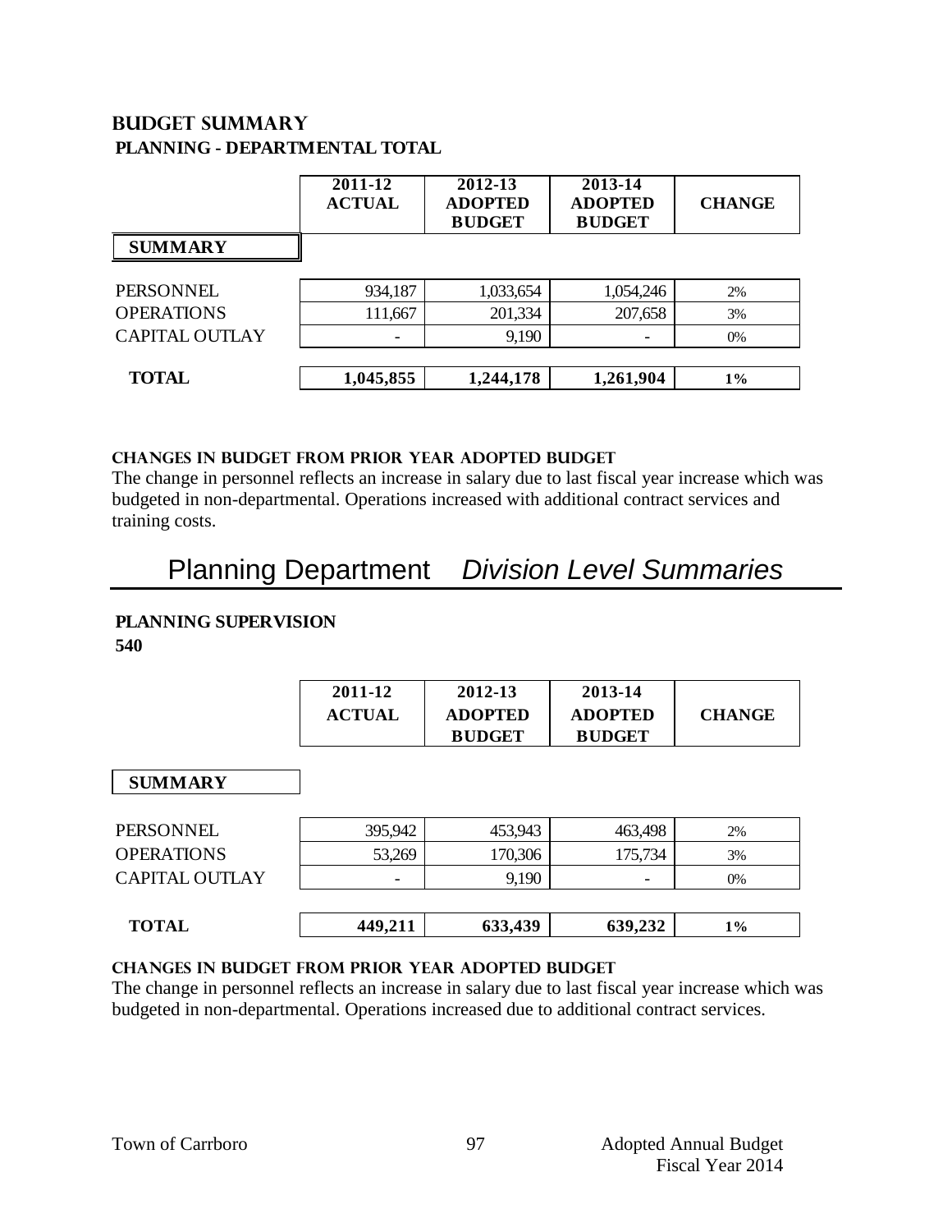## BUDGET SUMMARY

### PLANNING - DEPARTMENTAL TOTAL

| SUMMARY | 2011-12 ACTUAL | 2012-13 ADOPTED BUDGET | 2013-14 ADOPTED BUDGET | CHANGE |
|---|---|---|---|---|
| PERSONNEL | 934,187 | 1,033,654 | 1,054,246 | 2% |
| OPERATIONS | 111,667 | 201,334 | 207,658 | 3% |
| CAPITAL OUTLAY | - | 9,190 | - | 0% |
| **TOTAL** | **1,045,855** | **1,244,178** | **1,261,904** | **1%** |

**CHANGES IN BUDGET FROM PRIOR YEAR ADOPTED BUDGET**

The change in personnel reflects an increase in salary due to last fiscal year increase which was budgeted in non-departmental. Operations increased with additional contract services and training costs.

# Planning Department *Division Level Summaries*

### PLANNING SUPERVISION
**540**

| SUMMARY | 2011-12 ACTUAL | 2012-13 ADOPTED BUDGET | 2013-14 ADOPTED BUDGET | CHANGE |
|---|---|---|---|---|
| PERSONNEL | 395,942 | 453,943 | 463,498 | 2% |
| OPERATIONS | 53,269 | 170,306 | 175,734 | 3% |
| CAPITAL OUTLAY | - | 9,190 | - | 0% |
| **TOTAL** | **449,211** | **633,439** | **639,232** | **1%** |

**CHANGES IN BUDGET FROM PRIOR YEAR ADOPTED BUDGET**

The change in personnel reflects an increase in salary due to last fiscal year increase which was budgeted in non-departmental. Operations increased due to additional contract services.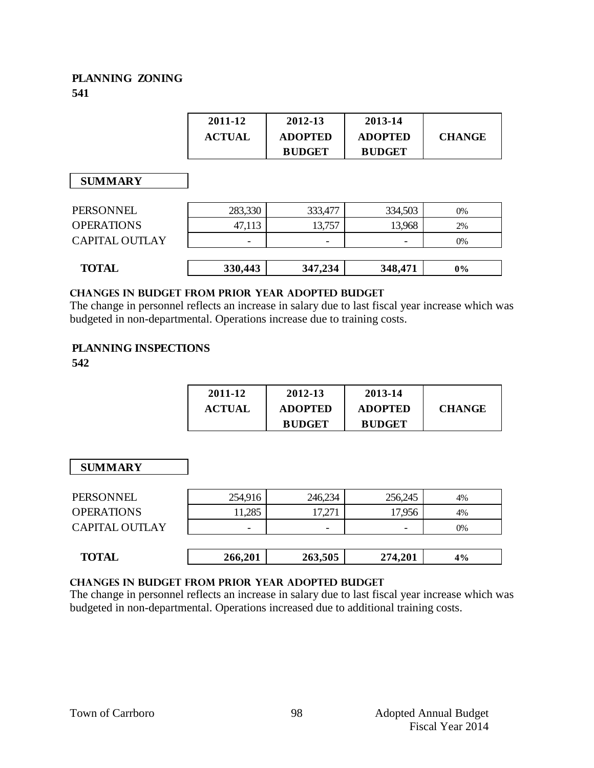## PLANNING ZONING

**541**

| | 2011-12 ACTUAL | 2012-13 ADOPTED BUDGET | 2013-14 ADOPTED BUDGET | CHANGE |
|---|---|---|---|---|
| **SUMMARY** | | | | |
| PERSONNEL | 283,330 | 333,477 | 334,503 | 0% |
| OPERATIONS | 47,113 | 13,757 | 13,968 | 2% |
| CAPITAL OUTLAY | - | - | - | 0% |
| **TOTAL** | **330,443** | **347,234** | **348,471** | **0%** |

**CHANGES IN BUDGET FROM PRIOR YEAR ADOPTED BUDGET**

The change in personnel reflects an increase in salary due to last fiscal year increase which was budgeted in non-departmental. Operations increase due to training costs.

## PLANNING INSPECTIONS

**542**

| | 2011-12 ACTUAL | 2012-13 ADOPTED BUDGET | 2013-14 ADOPTED BUDGET | CHANGE |
|---|---|---|---|---|
| **SUMMARY** | | | | |
| PERSONNEL | 254,916 | 246,234 | 256,245 | 4% |
| OPERATIONS | 11,285 | 17,271 | 17,956 | 4% |
| CAPITAL OUTLAY | - | - | - | 0% |
| **TOTAL** | **266,201** | **263,505** | **274,201** | **4%** |

**CHANGES IN BUDGET FROM PRIOR YEAR ADOPTED BUDGET**

The change in personnel reflects an increase in salary due to last fiscal year increase which was budgeted in non-departmental. Operations increased due to additional training costs.